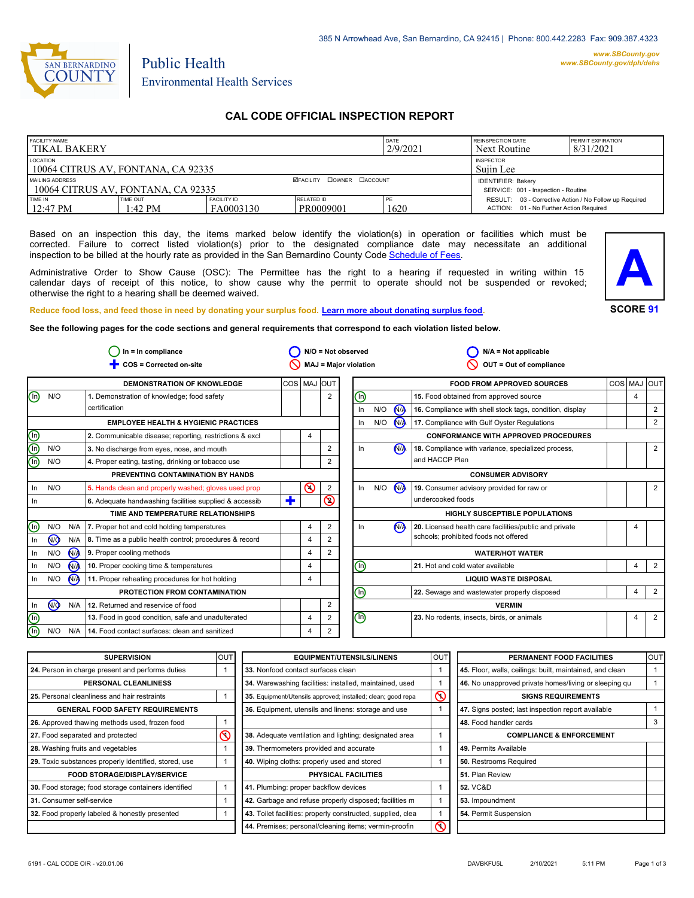385 N Arrowhead Ave, San Bernardino, CA 92415 | Phone: 800.442.2283 Fax: 909.387.4323

www.SBCounty.gov
www.SBCounty.gov/dph/dehs

SAN BERNARDINO COUNTY

Public Health
Environmental Health Services

# CAL CODE OFFICIAL INSPECTION REPORT

| FACILITY NAME | | | | DATE | REINSPECTION DATE | PERMIT EXPIRATION |
|---|---|---|---|---|---|---|
| TIKAL BAKERY | | | | 2/9/2021 | Next Routine | 8/31/2021 |
| LOCATION | | | | | INSPECTOR | |
| 10064 CITRUS AV, FONTANA, CA 92335 | | | | | Sujin Lee | |
| MAILING ADDRESS | | ☑FACILITY ☐OWNER ☐ACCOUNT | | | IDENTIFIER: Bakery | |
| 10064 CITRUS AV, FONTANA, CA 92335 | | | | | SERVICE: 001 - Inspection - Routine | |
| TIME IN | TIME OUT | FACILITY ID | RELATED ID | PE | RESULT: 03 - Corrective Action / No Follow up Required | |
| 12:47 PM | 1:42 PM | FA0003130 | PR0009001 | 1620 | ACTION: 01 - No Further Action Required | |

Based on an inspection this day, the items marked below identify the violation(s) in operation or facilities which must be corrected. Failure to correct listed violation(s) prior to the designated compliance date may necessitate an additional inspection to be billed at the hourly rate as provided in the San Bernardino County Code Schedule of Fees.

Administrative Order to Show Cause (OSC): The Permittee has the right to a hearing if requested in writing within 15 calendar days of receipt of this notice, to show cause why the permit to operate should not be suspended or revoked; otherwise the right to a hearing shall be deemed waived.

**A**

**SCORE 91**

Reduce food loss, and feed those in need by donating your surplus food. Learn more about donating surplus food.

**See the following pages for the code sections and general requirements that correspond to each violation listed below.**

In = In compliance | N/O = Not observed | N/A = Not applicable
COS = Corrected on-site | MAJ = Major violation | OUT = Out of compliance

| Status | | | DEMONSTRATION OF KNOWLEDGE | COS | MAJ | OUT |
|---|---|---|---|---|---|---|
| **In** | N/O | | 1. Demonstration of knowledge; food safety certification | | | 2 |
| | | | **EMPLOYEE HEALTH & HYGIENIC PRACTICES** | | | |
| **In** | | | 2. Communicable disease; reporting, restrictions & excl | | 4 | |
| **In** | N/O | | 3. No discharge from eyes, nose, and mouth | | | 2 |
| **In** | N/O | | 4. Proper eating, tasting, drinking or tobacco use | | | 2 |
| | | | **PREVENTING CONTAMINATION BY HANDS** | | | |
| In | N/O | | 5. Hands clean and properly washed; gloves used prop | | **4 (MAJ)** | 2 |
| In | | | 6. Adequate handwashing facilities supplied & accessib | **+ (COS)** | | **2 (OUT)** |
| | | | **TIME AND TEMPERATURE RELATIONSHIPS** | | | |
| **In** | N/O | N/A | 7. Proper hot and cold holding temperatures | | 4 | 2 |
| In | **N/O** | N/A | 8. Time as a public health control; procedures & record | | 4 | 2 |
| In | N/O | **N/A** | 9. Proper cooling methods | | 4 | 2 |
| In | N/O | **N/A** | 10. Proper cooking time & temperatures | | 4 | |
| In | N/O | **N/A** | 11. Proper reheating procedures for hot holding | | 4 | |
| | | | **PROTECTION FROM CONTAMINATION** | | | |
| In | **N/O** | N/A | 12. Returned and reservice of food | | | 2 |
| **In** | | | 13. Food in good condition, safe and unadulterated | | 4 | 2 |
| **In** | N/O | N/A | 14. Food contact surfaces: clean and sanitized | | 4 | 2 |

| Status | | | FOOD FROM APPROVED SOURCES | COS | MAJ | OUT |
|---|---|---|---|---|---|---|
| **In** | | | 15. Food obtained from approved source | | 4 | |
| In | N/O | **N/A** | 16. Compliance with shell stock tags, condition, display | | | 2 |
| In | N/O | **N/A** | 17. Compliance with Gulf Oyster Regulations | | | 2 |
| | | | **CONFORMANCE WITH APPROVED PROCEDURES** | | | |
| In | | **N/A** | 18. Compliance with variance, specialized process, and HACCP Plan | | | 2 |
| | | | **CONSUMER ADVISORY** | | | |
| In | N/O | **N/A** | 19. Consumer advisory provided for raw or undercooked foods | | | 2 |
| | | | **HIGHLY SUSCEPTIBLE POPULATIONS** | | | |
| In | | **N/A** | 20. Licensed health care facilities/public and private schools; prohibited foods not offered | | 4 | |
| | | | **WATER/HOT WATER** | | | |
| **In** | | | 21. Hot and cold water available | | 4 | 2 |
| | | | **LIQUID WASTE DISPOSAL** | | | |
| **In** | | | 22. Sewage and wastewater properly disposed | | 4 | 2 |
| | | | **VERMIN** | | | |
| **In** | | | 23. No rodents, insects, birds, or animals | | 4 | 2 |

| SUPERVISION | OUT |
|---|---|
| 24. Person in charge present and performs duties | 1 |
| **PERSONAL CLEANLINESS** | |
| 25. Personal cleanliness and hair restraints | 1 |
| **GENERAL FOOD SAFETY REQUIREMENTS** | |
| 26. Approved thawing methods used, frozen food | 1 |
| 27. Food separated and protected | **1 (OUT)** |
| 28. Washing fruits and vegetables | 1 |
| 29. Toxic substances properly identified, stored, use | 1 |
| **FOOD STORAGE/DISPLAY/SERVICE** | |
| 30. Food storage; food storage containers identified | 1 |
| 31. Consumer self-service | 1 |
| 32. Food properly labeled & honestly presented | 1 |

| EQUIPMENT/UTENSILS/LINENS | OUT |
|---|---|
| 33. Nonfood contact surfaces clean | 1 |
| 34. Warewashing facilities: installed, maintained, used | 1 |
| 35. Equipment/Utensils approved; installed; clean; good repa | **1 (OUT)** |
| 36. Equipment, utensils and linens: storage and use | 1 |
| 38. Adequate ventilation and lighting; designated area | 1 |
| 39. Thermometers provided and accurate | 1 |
| 40. Wiping cloths: properly used and stored | 1 |
| **PHYSICAL FACILITIES** | |
| 41. Plumbing: proper backflow devices | 1 |
| 42. Garbage and refuse properly disposed; facilities m | 1 |
| 43. Toilet facilities: properly constructed, supplied, clea | 1 |
| 44. Premises; personal/cleaning items; vermin-proofin | **1 (OUT)** |

| PERMANENT FOOD FACILITIES | OUT |
|---|---|
| 45. Floor, walls, ceilings: built, maintained, and clean | 1 |
| 46. No unapproved private homes/living or sleeping qu | 1 |
| **SIGNS REQUIREMENTS** | |
| 47. Signs posted; last inspection report available | 1 |
| 48. Food handler cards | 3 |
| **COMPLIANCE & ENFORCEMENT** | |
| 49. Permits Available | |
| 50. Restrooms Required | |
| 51. Plan Review | |
| 52. VC&D | |
| 53. Impoundment | |
| 54. Permit Suspension | |

5191 - CAL CODE OIR - v20.01.06 DAVBKFU5L 2/10/2021 5:11 PM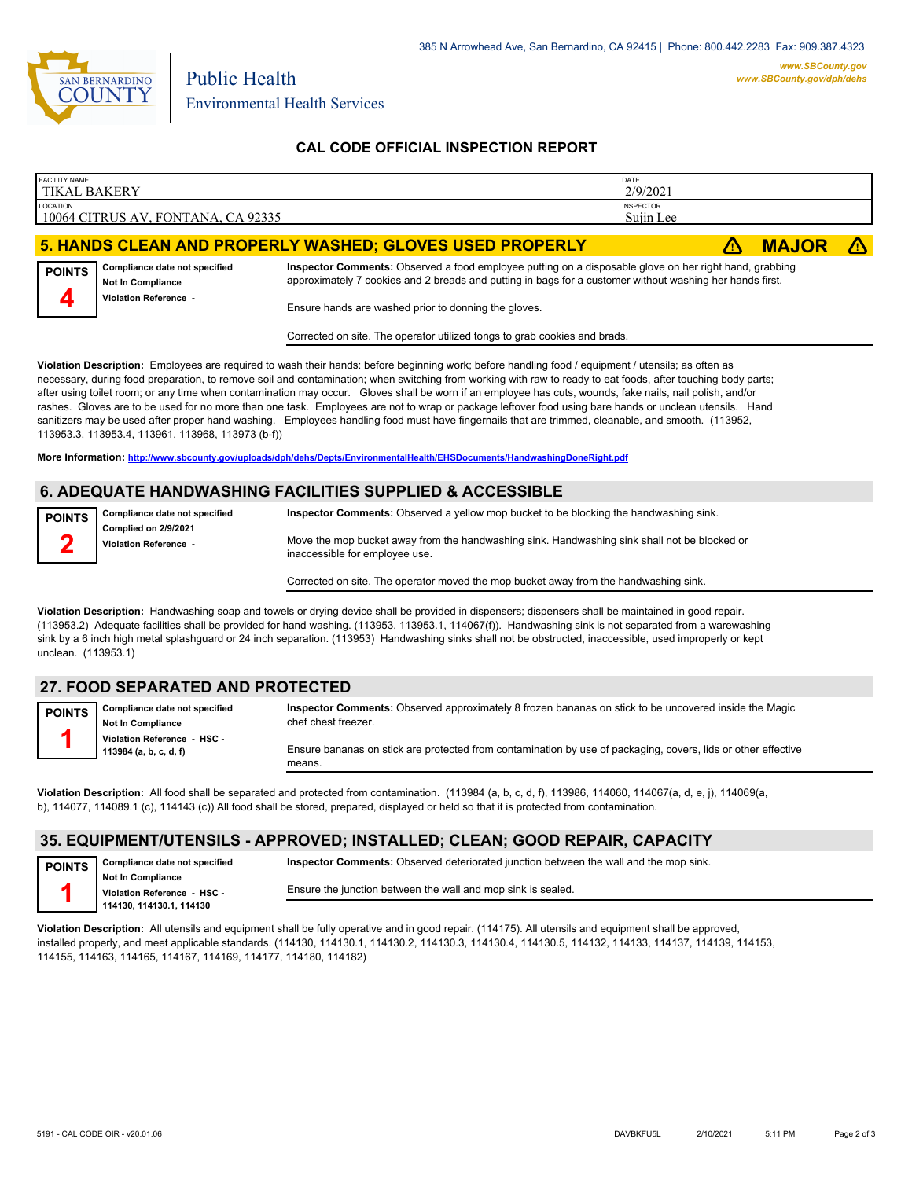385 N Arrowhead Ave, San Bernardino, CA 92415 | Phone: 800.442.2283 Fax: 909.387.4323

www.SBCounty.gov
www.SBCounty.gov/dph/dehs

SAN BERNARDINO COUNTY

Public Health
Environmental Health Services

## CAL CODE OFFICIAL INSPECTION REPORT

| FACILITY NAME | DATE |
|---|---|
| TIKAL BAKERY | 2/9/2021 |
| LOCATION | INSPECTOR |
| 10064 CITRUS AV, FONTANA, CA 92335 | Sujin Lee |

## 5. HANDS CLEAN AND PROPERLY WASHED; GLOVES USED PROPERLY — ⚠ MAJOR ⚠

**POINTS** 4

**Compliance date not specified**
**Not In Compliance**
**Violation Reference -**

**Inspector Comments:** Observed a food employee putting on a disposable glove on her right hand, grabbing approximately 7 cookies and 2 breads and putting in bags for a customer without washing her hands first.

Ensure hands are washed prior to donning the gloves.

Corrected on site. The operator utilized tongs to grab cookies and brads.

**Violation Description:** Employees are required to wash their hands: before beginning work; before handling food / equipment / utensils; as often as necessary, during food preparation, to remove soil and contamination; when switching from working with raw to ready to eat foods, after touching body parts; after using toilet room; or any time when contamination may occur. Gloves shall be worn if an employee has cuts, wounds, fake nails, nail polish, and/or rashes. Gloves are to be used for no more than one task. Employees are not to wrap or package leftover food using bare hands or unclean utensils. Hand sanitizers may be used after proper hand washing. Employees handling food must have fingernails that are trimmed, cleanable, and smooth. (113952, 113953.3, 113953.4, 113961, 113968, 113973 (b-f))

**More Information:** http://www.sbcounty.gov/uploads/dph/dehs/Depts/EnvironmentalHealth/EHSDocuments/HandwashingDoneRight.pdf

## 6. ADEQUATE HANDWASHING FACILITIES SUPPLIED & ACCESSIBLE

**POINTS** 2

**Compliance date not specified**
**Complied on 2/9/2021**
**Violation Reference -**

**Inspector Comments:** Observed a yellow mop bucket to be blocking the handwashing sink.

Move the mop bucket away from the handwashing sink. Handwashing sink shall not be blocked or inaccessible for employee use.

Corrected on site. The operator moved the mop bucket away from the handwashing sink.

**Violation Description:** Handwashing soap and towels or drying device shall be provided in dispensers; dispensers shall be maintained in good repair. (113953.2) Adequate facilities shall be provided for hand washing. (113953, 113953.1, 114067(f)). Handwashing sink is not separated from a warewashing sink by a 6 inch high metal splashguard or 24 inch separation. (113953) Handwashing sinks shall not be obstructed, inaccessible, used improperly or kept unclean. (113953.1)

## 27. FOOD SEPARATED AND PROTECTED

**POINTS** 1

**Compliance date not specified**
**Not In Compliance**
**Violation Reference - HSC - 113984 (a, b, c, d, f)**

**Inspector Comments:** Observed approximately 8 frozen bananas on stick to be uncovered inside the Magic chef chest freezer.

Ensure bananas on stick are protected from contamination by use of packaging, covers, lids or other effective means.

**Violation Description:** All food shall be separated and protected from contamination. (113984 (a, b, c, d, f), 113986, 114060, 114067(a, d, e, j), 114069(a, b), 114077, 114089.1 (c), 114143 (c)) All food shall be stored, prepared, displayed or held so that it is protected from contamination.

## 35. EQUIPMENT/UTENSILS - APPROVED; INSTALLED; CLEAN; GOOD REPAIR, CAPACITY

**POINTS** 1

**Compliance date not specified**
**Not In Compliance**
**Violation Reference - HSC - 114130, 114130.1, 114130**

**Inspector Comments:** Observed deteriorated junction between the wall and the mop sink.

Ensure the junction between the wall and mop sink is sealed.

**Violation Description:** All utensils and equipment shall be fully operative and in good repair. (114175). All utensils and equipment shall be approved, installed properly, and meet applicable standards. (114130, 114130.1, 114130.2, 114130.3, 114130.4, 114130.5, 114132, 114133, 114137, 114139, 114153, 114155, 114163, 114165, 114167, 114169, 114177, 114180, 114182)

5191 - CAL CODE OIR - v20.01.06 DAVBKFU5L 2/10/2021 5:11 PM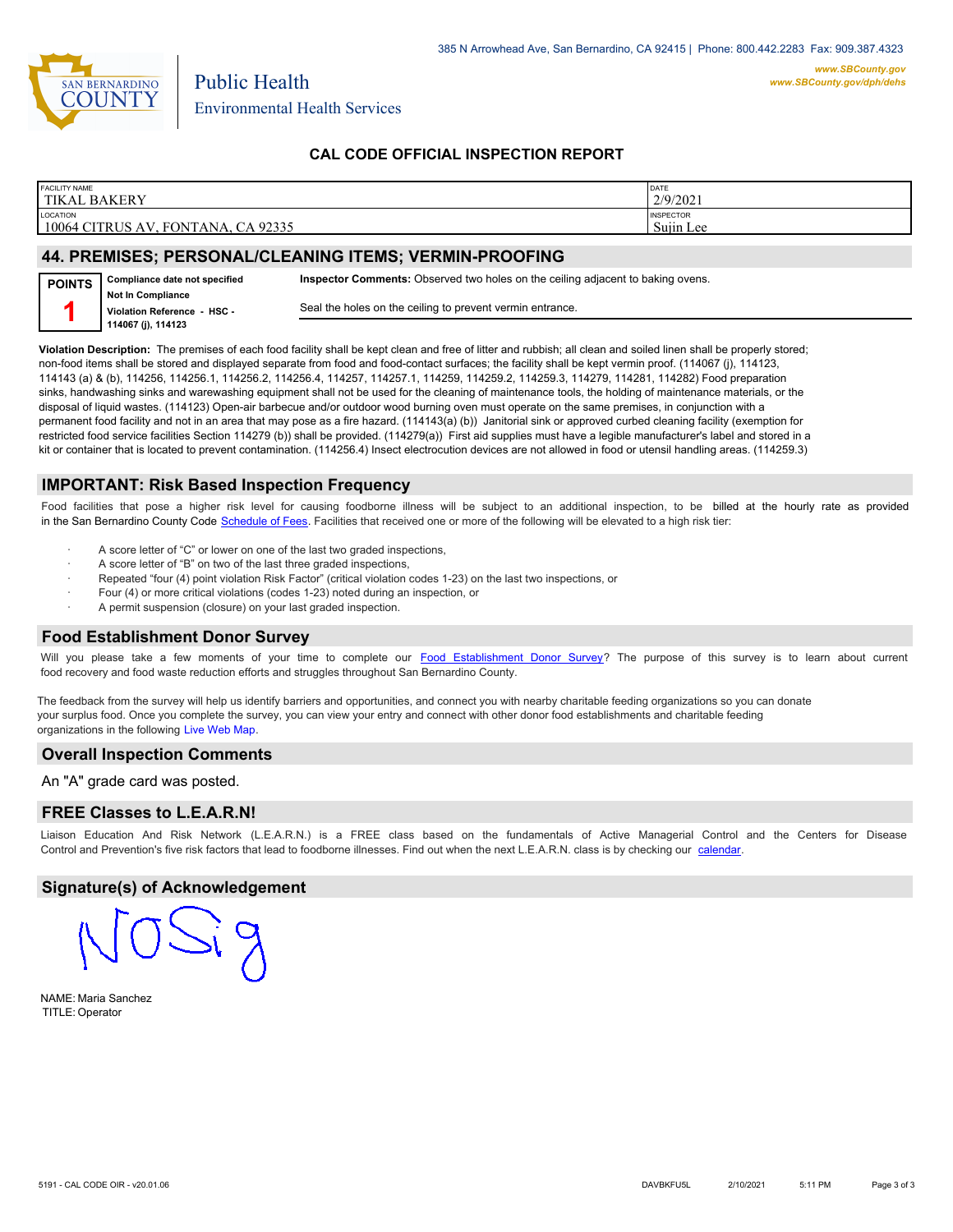385 N Arrowhead Ave, San Bernardino, CA 92415 | Phone: 800.442.2283 Fax: 909.387.4323

*www.SBCounty.gov*
*www.SBCounty.gov/dph/dehs*

SAN BERNARDINO COUNTY

Public Health
Environmental Health Services

## CAL CODE OFFICIAL INSPECTION REPORT

| FACILITY NAME | DATE |
|---|---|
| TIKAL BAKERY | 2/9/2021 |
| LOCATION | INSPECTOR |
| 10064 CITRUS AV, FONTANA, CA 92335 | Sujin Lee |

## 44. PREMISES; PERSONAL/CLEANING ITEMS; VERMIN-PROOFING

**POINTS**
**1**

**Compliance date not specified**
**Not In Compliance**
**Violation Reference - HSC - 114067 (j), 114123**

**Inspector Comments:** Observed two holes on the ceiling adjacent to baking ovens.

Seal the holes on the ceiling to prevent vermin entrance.

**Violation Description:** The premises of each food facility shall be kept clean and free of litter and rubbish; all clean and soiled linen shall be properly stored; non-food items shall be stored and displayed separate from food and food-contact surfaces; the facility shall be kept vermin proof. (114067 (j), 114123, 114143 (a) & (b), 114256, 114256.1, 114256.2, 114256.4, 114257, 114257.1, 114259, 114259.2, 114259.3, 114279, 114281, 114282) Food preparation sinks, handwashing sinks and warewashing equipment shall not be used for the cleaning of maintenance tools, the holding of maintenance materials, or the disposal of liquid wastes. (114123) Open-air barbecue and/or outdoor wood burning oven must operate on the same premises, in conjunction with a permanent food facility and not in an area that may pose as a fire hazard. (114143(a) (b)) Janitorial sink or approved curbed cleaning facility (exemption for restricted food service facilities Section 114279 (b)) shall be provided. (114279(a)) First aid supplies must have a legible manufacturer's label and stored in a kit or container that is located to prevent contamination. (114256.4) Insect electrocution devices are not allowed in food or utensil handling areas. (114259.3)

## IMPORTANT: Risk Based Inspection Frequency

Food facilities that pose a higher risk level for causing foodborne illness will be subject to an additional inspection, to be billed at the hourly rate as provided in the San Bernardino County Code Schedule of Fees. Facilities that received one or more of the following will be elevated to a high risk tier:

- A score letter of "C" or lower on one of the last two graded inspections,
- A score letter of "B" on two of the last three graded inspections,
- Repeated "four (4) point violation Risk Factor" (critical violation codes 1-23) on the last two inspections, or
- Four (4) or more critical violations (codes 1-23) noted during an inspection, or
- A permit suspension (closure) on your last graded inspection.

## Food Establishment Donor Survey

Will you please take a few moments of your time to complete our Food Establishment Donor Survey? The purpose of this survey is to learn about current food recovery and food waste reduction efforts and struggles throughout San Bernardino County.

The feedback from the survey will help us identify barriers and opportunities, and connect you with nearby charitable feeding organizations so you can donate your surplus food. Once you complete the survey, you can view your entry and connect with other donor food establishments and charitable feeding organizations in the following Live Web Map.

## Overall Inspection Comments

An "A" grade card was posted.

## FREE Classes to L.E.A.R.N!

Liaison Education And Risk Network (L.E.A.R.N.) is a FREE class based on the fundamentals of Active Managerial Control and the Centers for Disease Control and Prevention's five risk factors that lead to foodborne illnesses. Find out when the next L.E.A.R.N. class is by checking our calendar.

## Signature(s) of Acknowledgement

NoSig

NAME: Maria Sanchez
TITLE: Operator